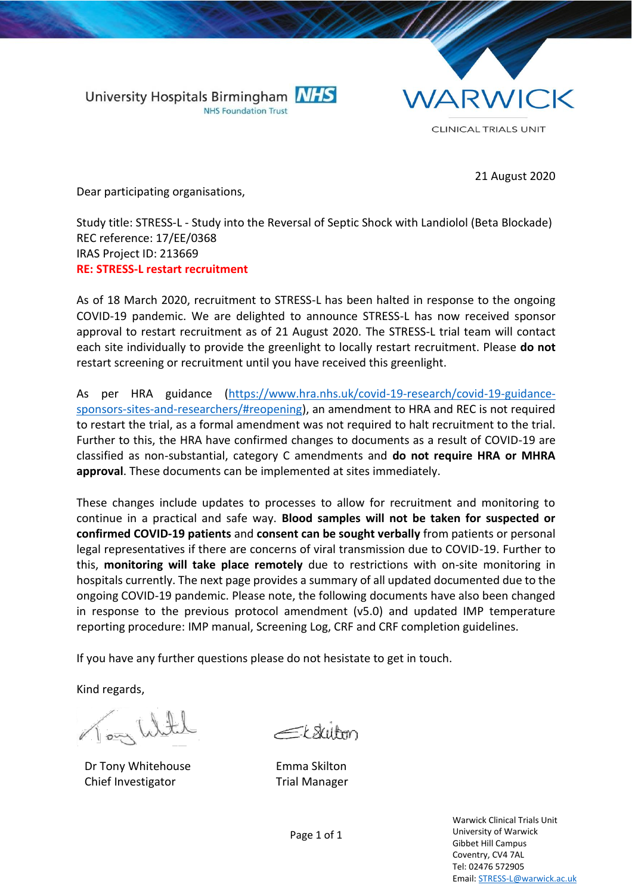University Hospitals Birmingham NHS Foundation Trust

WARWICK CLINICAL TRIALS UNIT

21 August 2020

Dear participating organisations,

Study title: STRESS-L - Study into the Reversal of Septic Shock with Landiolol (Beta Blockade)
REC reference: 17/EE/0368
IRAS Project ID: 213669
**RE: STRESS-L restart recruitment**

As of 18 March 2020, recruitment to STRESS-L has been halted in response to the ongoing COVID-19 pandemic. We are delighted to announce STRESS-L has now received sponsor approval to restart recruitment as of 21 August 2020. The STRESS-L trial team will contact each site individually to provide the greenlight to locally restart recruitment. Please **do not** restart screening or recruitment until you have received this greenlight.

As per HRA guidance (https://www.hra.nhs.uk/covid-19-research/covid-19-guidance-sponsors-sites-and-researchers/#reopening), an amendment to HRA and REC is not required to restart the trial, as a formal amendment was not required to halt recruitment to the trial. Further to this, the HRA have confirmed changes to documents as a result of COVID-19 are classified as non-substantial, category C amendments and **do not require HRA or MHRA approval**. These documents can be implemented at sites immediately.

These changes include updates to processes to allow for recruitment and monitoring to continue in a practical and safe way. **Blood samples will not be taken for suspected or confirmed COVID-19 patients** and **consent can be sought verbally** from patients or personal legal representatives if there are concerns of viral transmission due to COVID-19. Further to this, **monitoring will take place remotely** due to restrictions with on-site monitoring in hospitals currently. The next page provides a summary of all updated documented due to the ongoing COVID-19 pandemic. Please note, the following documents have also been changed in response to the previous protocol amendment (v5.0) and updated IMP temperature reporting procedure: IMP manual, Screening Log, CRF and CRF completion guidelines.

If you have any further questions please do not hesitate to get in touch.

Kind regards,

Dr Tony Whitehouse
Chief Investigator

Emma Skilton
Trial Manager

Warwick Clinical Trials Unit
University of Warwick
Gibbet Hill Campus
Coventry, CV4 7AL
Tel: 02476 572905
Email: STRESS-L@warwick.ac.uk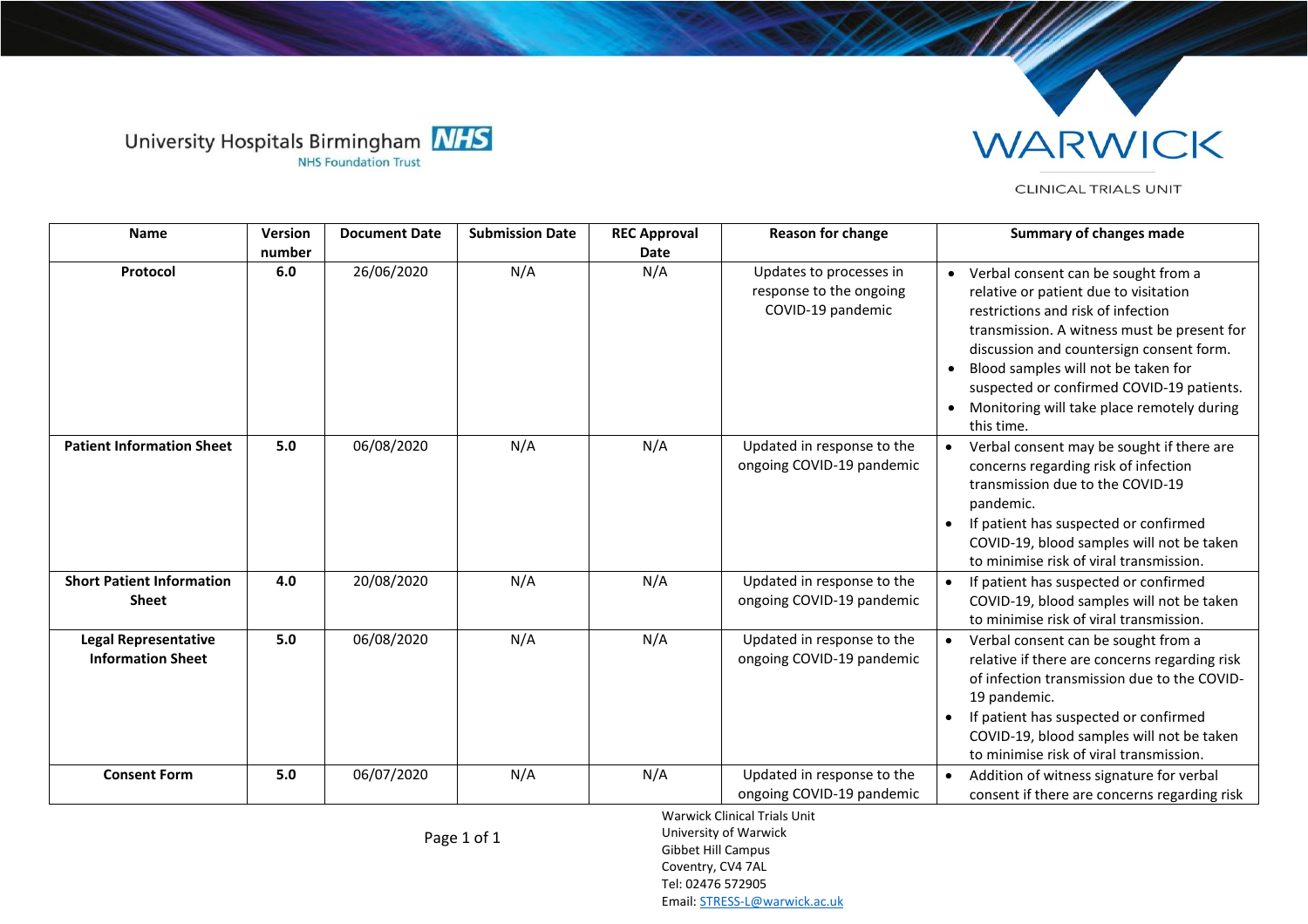| Name | Version number | Document Date | Submission Date | REC Approval Date | Reason for change | Summary of changes made |
|---|---|---|---|---|---|---|
| **Protocol** | **6.0** | 26/06/2020 | N/A | N/A | Updates to processes in response to the ongoing COVID-19 pandemic | • Verbal consent can be sought from a relative or patient due to visitation restrictions and risk of infection transmission. A witness must be present for discussion and countersign consent form.<br>• Blood samples will not be taken for suspected or confirmed COVID-19 patients.<br>• Monitoring will take place remotely during this time. |
| **Patient Information Sheet** | **5.0** | 06/08/2020 | N/A | N/A | Updated in response to the ongoing COVID-19 pandemic | • Verbal consent may be sought if there are concerns regarding risk of infection transmission due to the COVID-19 pandemic.<br>• If patient has suspected or confirmed COVID-19, blood samples will not be taken to minimise risk of viral transmission. |
| **Short Patient Information Sheet** | **4.0** | 20/08/2020 | N/A | N/A | Updated in response to the ongoing COVID-19 pandemic | • If patient has suspected or confirmed COVID-19, blood samples will not be taken to minimise risk of viral transmission. |
| **Legal Representative Information Sheet** | **5.0** | 06/08/2020 | N/A | N/A | Updated in response to the ongoing COVID-19 pandemic | • Verbal consent can be sought from a relative if there are concerns regarding risk of infection transmission due to the COVID-19 pandemic.<br>• If patient has suspected or confirmed COVID-19, blood samples will not be taken to minimise risk of viral transmission. |
| **Consent Form** | **5.0** | 06/07/2020 | N/A | N/A | Updated in response to the ongoing COVID-19 pandemic | • Addition of witness signature for verbal consent if there are concerns regarding risk |

Warwick Clinical Trials Unit
University of Warwick
Gibbet Hill Campus
Coventry, CV4 7AL
Tel: 02476 572905
Email: STRESS-L@warwick.ac.uk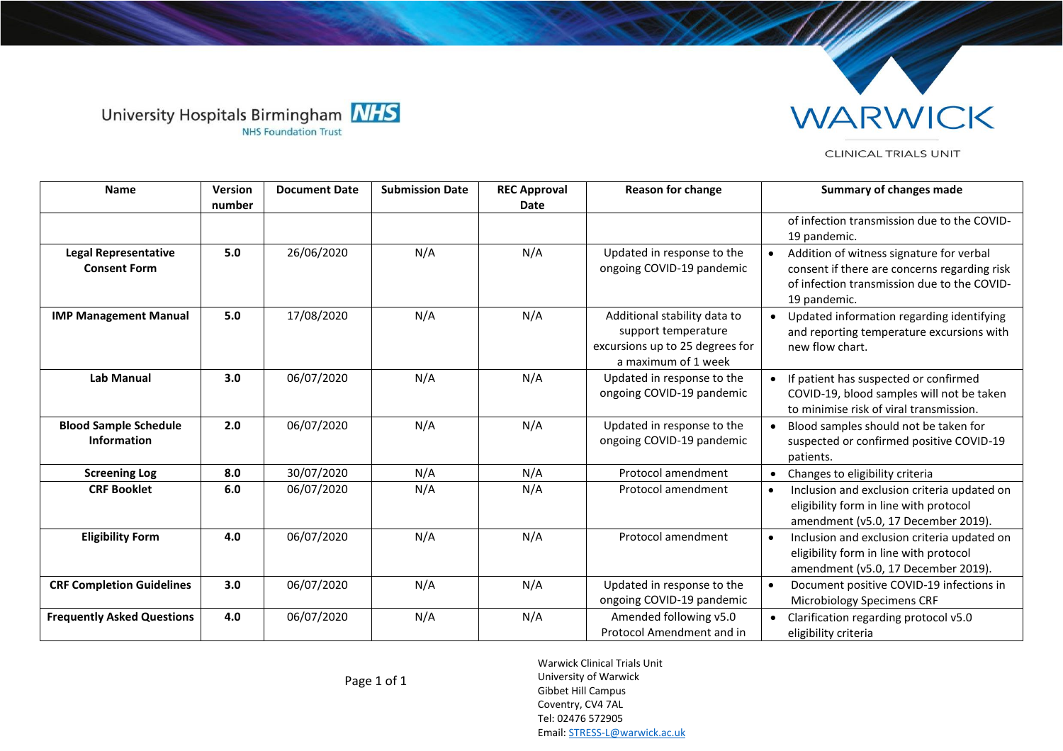| Name | Version number | Document Date | Submission Date | REC Approval Date | Reason for change | Summary of changes made |
|---|---|---|---|---|---|---|
| | | | | | | of infection transmission due to the COVID-19 pandemic. |
| **Legal Representative Consent Form** | **5.0** | 26/06/2020 | N/A | N/A | Updated in response to the ongoing COVID-19 pandemic | • Addition of witness signature for verbal consent if there are concerns regarding risk of infection transmission due to the COVID-19 pandemic. |
| **IMP Management Manual** | **5.0** | 17/08/2020 | N/A | N/A | Additional stability data to support temperature excursions up to 25 degrees for a maximum of 1 week | • Updated information regarding identifying and reporting temperature excursions with new flow chart. |
| **Lab Manual** | **3.0** | 06/07/2020 | N/A | N/A | Updated in response to the ongoing COVID-19 pandemic | • If patient has suspected or confirmed COVID-19, blood samples will not be taken to minimise risk of viral transmission. |
| **Blood Sample Schedule Information** | **2.0** | 06/07/2020 | N/A | N/A | Updated in response to the ongoing COVID-19 pandemic | • Blood samples should not be taken for suspected or confirmed positive COVID-19 patients. |
| **Screening Log** | **8.0** | 30/07/2020 | N/A | N/A | Protocol amendment | • Changes to eligibility criteria |
| **CRF Booklet** | **6.0** | 06/07/2020 | N/A | N/A | Protocol amendment | • Inclusion and exclusion criteria updated on eligibility form in line with protocol amendment (v5.0, 17 December 2019). |
| **Eligibility Form** | **4.0** | 06/07/2020 | N/A | N/A | Protocol amendment | • Inclusion and exclusion criteria updated on eligibility form in line with protocol amendment (v5.0, 17 December 2019). |
| **CRF Completion Guidelines** | **3.0** | 06/07/2020 | N/A | N/A | Updated in response to the ongoing COVID-19 pandemic | • Document positive COVID-19 infections in Microbiology Specimens CRF |
| **Frequently Asked Questions** | **4.0** | 06/07/2020 | N/A | N/A | Amended following v5.0 Protocol Amendment and in | • Clarification regarding protocol v5.0 eligibility criteria |

Warwick Clinical Trials Unit
University of Warwick
Gibbet Hill Campus
Coventry, CV4 7AL
Tel: 02476 572905
Email: STRESS-L@warwick.ac.uk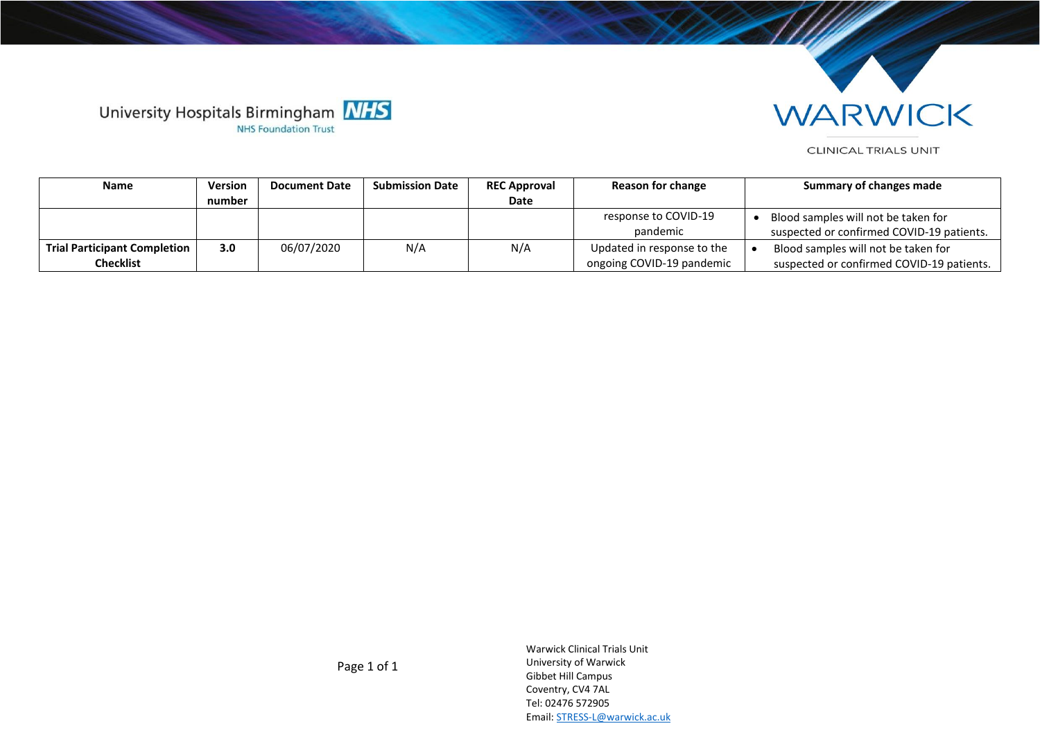University Hospitals Birmingham NHS Foundation Trust

WARWICK CLINICAL TRIALS UNIT

| Name | Version number | Document Date | Submission Date | REC Approval Date | Reason for change | Summary of changes made |
|---|---|---|---|---|---|---|
| | | | | | response to COVID-19 pandemic | • Blood samples will not be taken for suspected or confirmed COVID-19 patients. |
| **Trial Participant Completion Checklist** | **3.0** | 06/07/2020 | N/A | N/A | Updated in response to the ongoing COVID-19 pandemic | • Blood samples will not be taken for suspected or confirmed COVID-19 patients. |

Warwick Clinical Trials Unit
University of Warwick
Gibbet Hill Campus
Coventry, CV4 7AL
Tel: 02476 572905
Email: STRESS-L@warwick.ac.uk